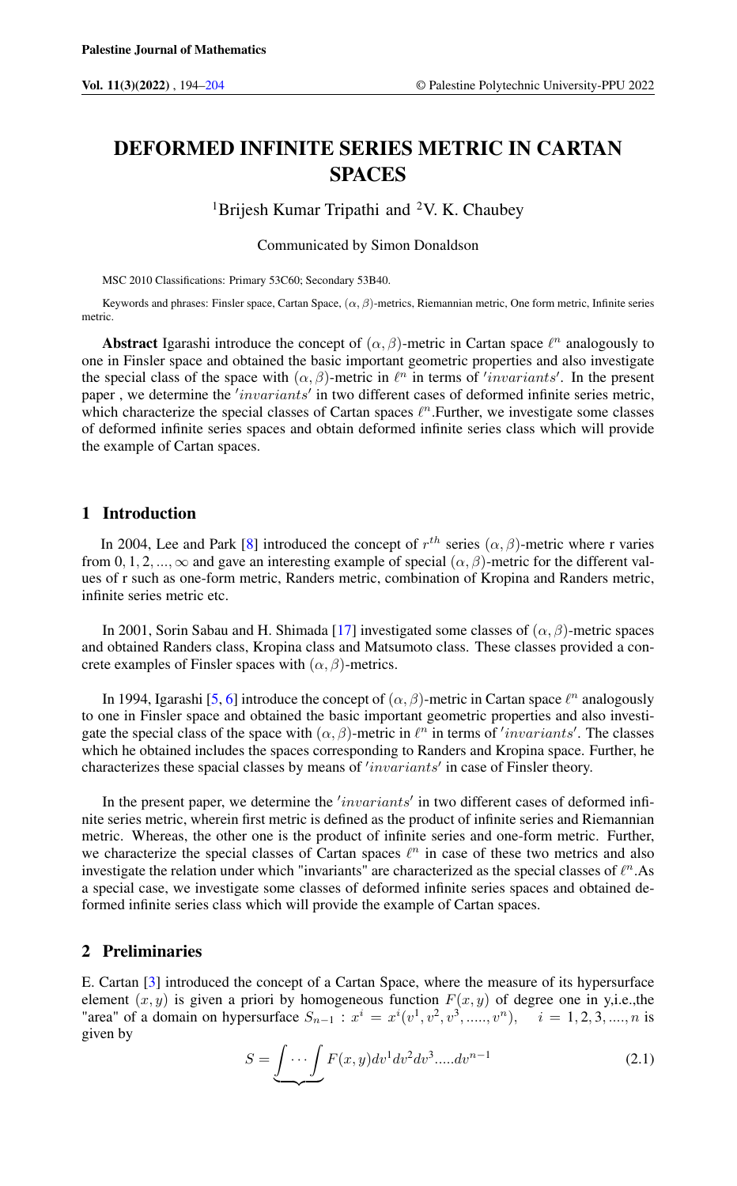# DEFORMED INFINITE SERIES METRIC IN CARTAN SPACES

[1]Brijesh Kumar Tripathi and [2]V. K. Chaubey

Communicated by Simon Donaldson

MSC 2010 Classifications: Primary 53C60; Secondary 53B40.

Keywords and phrases: Finsler space, Cartan Space, $(\alpha, \beta)$-metrics, Riemannian metric, One form metric, Infinite series metric.

**Abstract** Igarashi introduce the concept of $(\alpha, \beta)$-metric in Cartan space $\ell^n$ analogously to one in Finsler space and obtained the basic important geometric properties and also investigate the special class of the space with $(\alpha, \beta)$-metric in $\ell^n$ in terms of $'invariants'$. In the present paper , we determine the $'invariants'$ in two different cases of deformed infinite series metric, which characterize the special classes of Cartan spaces $\ell^n$.Further, we investigate some classes of deformed infinite series spaces and obtain deformed infinite series class which will provide the example of Cartan spaces.

## 1 Introduction

In 2004, Lee and Park [8] introduced the concept of $r^{th}$ series $(\alpha, \beta)$-metric where r varies from $0, 1, 2, ..., \infty$ and gave an interesting example of special $(\alpha, \beta)$-metric for the different values of r such as one-form metric, Randers metric, combination of Kropina and Randers metric, infinite series metric etc.

In 2001, Sorin Sabau and H. Shimada [17] investigated some classes of $(\alpha, \beta)$-metric spaces and obtained Randers class, Kropina class and Matsumoto class. These classes provided a concrete examples of Finsler spaces with $(\alpha, \beta)$-metrics.

In 1994, Igarashi [5, 6] introduce the concept of $(\alpha, \beta)$-metric in Cartan space $\ell^n$ analogously to one in Finsler space and obtained the basic important geometric properties and also investigate the special class of the space with $(\alpha, \beta)$-metric in $\ell^n$ in terms of $'invariants'$. The classes which he obtained includes the spaces corresponding to Randers and Kropina space. Further, he characterizes these spacial classes by means of $'invariants'$ in case of Finsler theory.

In the present paper, we determine the $'invariants'$ in two different cases of deformed infinite series metric, wherein first metric is defined as the product of infinite series and Riemannian metric. Whereas, the other one is the product of infinite series and one-form metric. Further, we characterize the special classes of Cartan spaces $\ell^n$ in case of these two metrics and also investigate the relation under which "invariants" are characterized as the special classes of $\ell^n$.As a special case, we investigate some classes of deformed infinite series spaces and obtained deformed infinite series class which will provide the example of Cartan spaces.

## 2 Preliminaries

E. Cartan [3] introduced the concept of a Cartan Space, where the measure of its hypersurface element $(x, y)$ is given a priori by homogeneous function $F(x, y)$ of degree one in y,i.e.,the "area" of a domain on hypersurface $S_{n-1} : x^i = x^i(v^1, v^2, v^3, ....., v^n), \quad i = 1, 2, 3, ...., n$ is given by

$$S = \underbrace{\int \cdots \int}\; F(x, y) dv^1 dv^2 dv^3 .....dv^{n-1} \tag{2.1}$$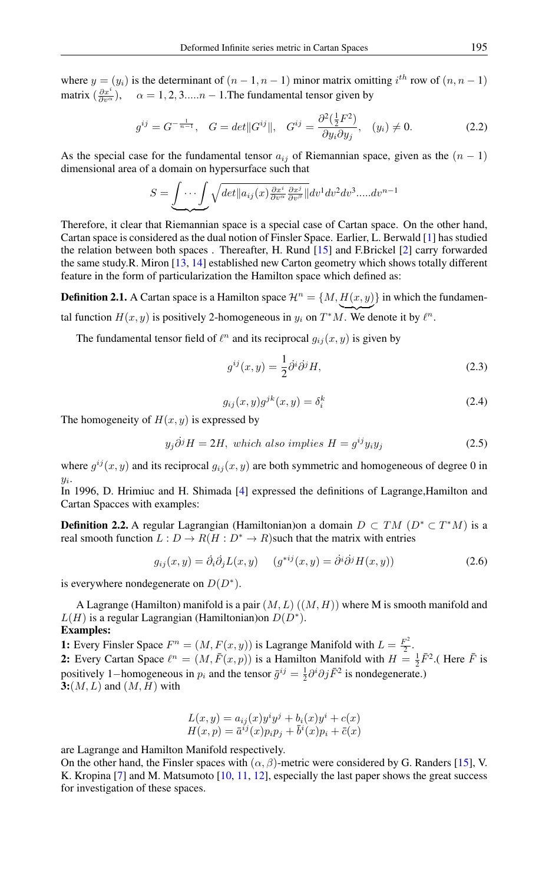where $y = (y_i)$ is the determinant of $(n-1, n-1)$ minor matrix omitting $i^{th}$ row of $(n, n-1)$ matrix $(\frac{\partial x^i}{\partial v^\alpha})$, $\alpha = 1, 2, 3.....n-1$.The fundamental tensor given by

$$g^{ij} = G^{-\frac{1}{n-1}}, \quad G = det\|G^{ij}\|, \quad G^{ij} = \frac{\partial^2(\frac{1}{2}F^2)}{\partial y_i \partial y_j}, \quad (y_i) \neq 0. \tag{2.2}$$

As the special case for the fundamental tensor $a_{ij}$ of Riemannian space, given as the $(n-1)$ dimensional area of a domain on hypersurface such that

$$S = \underbrace{\int \cdots \int} \sqrt{det\|a_{ij}(x)\frac{\partial x^i}{\partial v^\alpha}\frac{\partial x^j}{\partial v^\beta}\|} dv^1 dv^2 dv^3.....dv^{n-1}$$

Therefore, it clear that Riemannian space is a special case of Cartan space. On the other hand, Cartan space is considered as the dual notion of Finsler Space. Earlier, L. Berwald [1] has studied the relation between both spaces . Thereafter, H. Rund [15] and F.Brickel [2] carry forwarded the same study.R. Miron [13, 14] established new Carton geometry which shows totally different feature in the form of particularization the Hamilton space which defined as:

**Definition 2.1.** A Cartan space is a Hamilton space $\mathcal{H}^n = \{M, \underbrace{H(x, y)}\}$ in which the fundamental function $H(x, y)$ is positively 2-homogeneous in $y_i$ on $T^*M$. We denote it by $\ell^n$.

The fundamental tensor field of $\ell^n$ and its reciprocal $g_{ij}(x, y)$ is given by

$$g^{ij}(x, y) = \frac{1}{2}\dot{\partial}^i\dot{\partial}^j H, \tag{2.3}$$

$$g_{ij}(x, y)g^{jk}(x, y) = \delta_i^k \tag{2.4}$$

The homogeneity of $H(x, y)$ is expressed by

$$y_j\dot{\partial}^j H = 2H, \ \textit{which also implies} \ H = g^{ij}y_i y_j \tag{2.5}$$

where $g^{ij}(x, y)$ and its reciprocal $g_{ij}(x, y)$ are both symmetric and homogeneous of degree 0 in $y_i$.
In 1996, D. Hrimiuc and H. Shimada [4] expressed the definitions of Lagrange,Hamilton and Cartan Spacces with examples:

**Definition 2.2.** A regular Lagrangian (Hamiltonian)on a domain $D \subset TM$ $(D^* \subset T^*M)$ is a real smooth function $L : D \to R(H : D^* \to R)$such that the matrix with entries

$$g_{ij}(x, y) = \dot{\partial}_i\dot{\partial}_j L(x, y) \quad (g^{*ij}(x, y) = \dot{\partial}^i\dot{\partial}^j H(x, y)) \tag{2.6}$$

is everywhere nondegenerate on $D(D^*)$.

A Lagrange (Hamilton) manifold is a pair $(M, L)$ $((M, H))$ where M is smooth manifold and $L(H)$ is a regular Lagrangian (Hamiltonian)on $D(D^*)$.

**Examples:**

**1:** Every Finsler Space $F^n = (M, F(x, y))$ is Lagrange Manifold with $L = \frac{F^2}{2}$.
**2:** Every Cartan Space $\ell^n = (M, \bar{F}(x, p))$ is a Hamilton Manifold with $H = \frac{1}{2}\bar{F}^2$.( Here $\bar{F}$ is positively $1-$homogeneous in $p_i$ and the tensor $\bar{g}^{ij} = \frac{1}{2}\partial^i\partial j\bar{F}^2$ is nondegenerate.)
**3:**$(M, L)$ and $(M, H)$ with

$$L(x, y) = a_{ij}(x)y^i y^j + b_i(x)y^i + c(x)$$
$$H(x, p) = \bar{a}^{ij}(x)p_i p_j + \bar{b}^i(x)p_i + \bar{c}(x)$$

are Lagrange and Hamilton Manifold respectively.
On the other hand, the Finsler spaces with $(\alpha, \beta)$-metric were considered by G. Randers [15], V. K. Kropina [7] and M. Matsumoto [10, 11, 12], especially the last paper shows the great success for investigation of these spaces.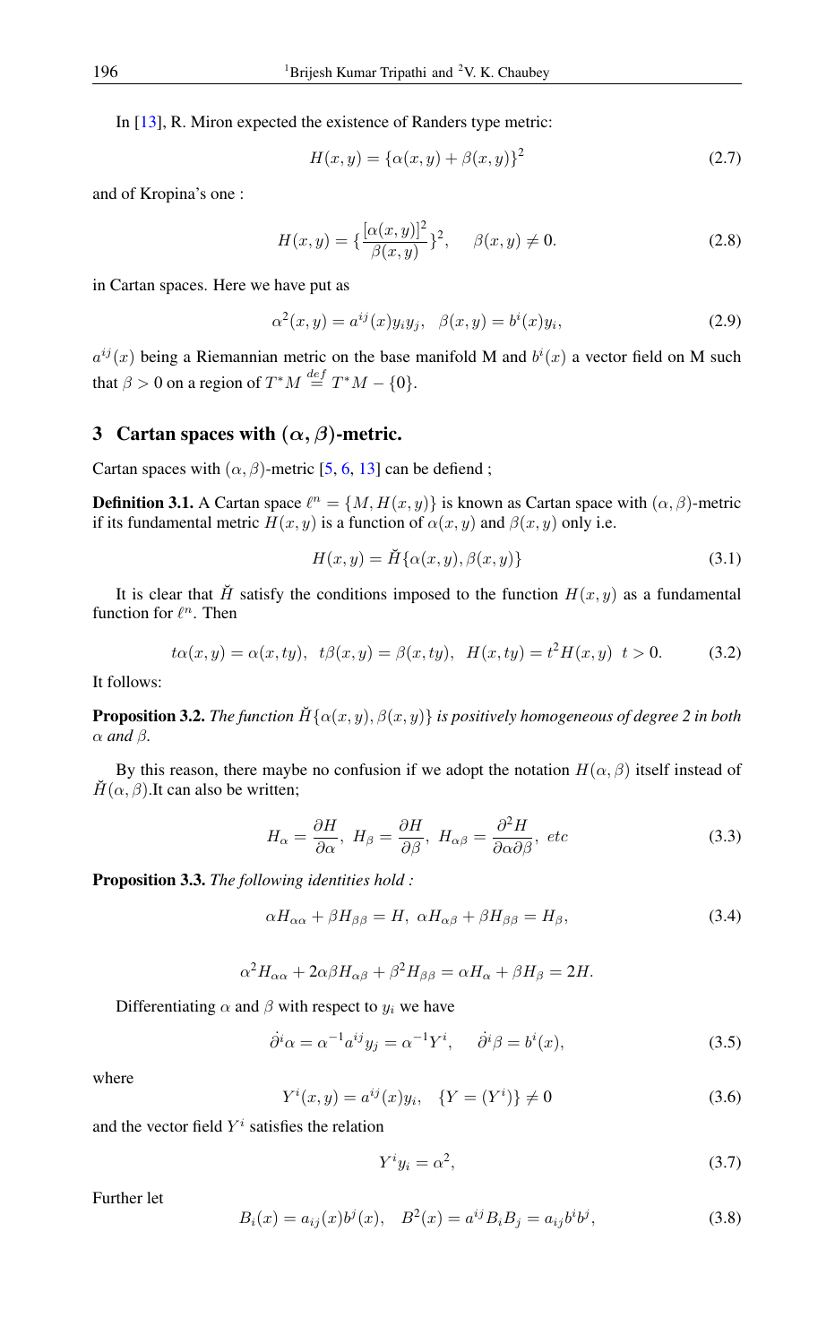In [13], R. Miron expected the existence of Randers type metric:

$$H(x,y) = \{\alpha(x,y) + \beta(x,y)\}^2 \tag{2.7}$$

and of Kropina's one :

$$H(x,y) = \{\frac{[\alpha(x,y)]^2}{\beta(x,y)}\}^2, \quad \beta(x,y) \neq 0. \tag{2.8}$$

in Cartan spaces. Here we have put as

$$\alpha^2(x,y) = a^{ij}(x)y_i y_j, \quad \beta(x,y) = b^i(x)y_i, \tag{2.9}$$

$a^{ij}(x)$ being a Riemannian metric on the base manifold M and $b^i(x)$ a vector field on M such that $\beta > 0$ on a region of $T^*M \overset{def}{=} T^*M - \{0\}$.

## 3 Cartan spaces with $(\alpha, \beta)$-metric.

Cartan spaces with $(\alpha, \beta)$-metric [5, 6, 13] can be defiend ;

**Definition 3.1.** A Cartan space $\ell^n = \{M, H(x,y)\}$ is known as Cartan space with $(\alpha, \beta)$-metric if its fundamental metric $H(x,y)$ is a function of $\alpha(x,y)$ and $\beta(x,y)$ only i.e.

$$H(x,y) = \check{H}\{\alpha(x,y), \beta(x,y)\} \tag{3.1}$$

It is clear that $\check{H}$ satisfy the conditions imposed to the function $H(x,y)$ as a fundamental function for $\ell^n$. Then

$$t\alpha(x,y) = \alpha(x,ty), \;\; t\beta(x,y) = \beta(x,ty), \;\; H(x,ty) = t^2 H(x,y) \;\; t > 0. \tag{3.2}$$

It follows:

**Proposition 3.2.** *The function $\check{H}\{\alpha(x,y), \beta(x,y)\}$ is positively homogeneous of degree 2 in both $\alpha$ and $\beta$.*

By this reason, there maybe no confusion if we adopt the notation $H(\alpha, \beta)$ itself instead of $\check{H}(\alpha, \beta)$.It can also be written;

$$H_\alpha = \frac{\partial H}{\partial \alpha}, \;\; H_\beta = \frac{\partial H}{\partial \beta}, \;\; H_{\alpha\beta} = \frac{\partial^2 H}{\partial \alpha \partial \beta}, \;\; etc \tag{3.3}$$

**Proposition 3.3.** *The following identities hold :*

$$\alpha H_{\alpha\alpha} + \beta H_{\beta\beta} = H, \;\; \alpha H_{\alpha\beta} + \beta H_{\beta\beta} = H_\beta, \tag{3.4}$$

$$\alpha^2 H_{\alpha\alpha} + 2\alpha\beta H_{\alpha\beta} + \beta^2 H_{\beta\beta} = \alpha H_\alpha + \beta H_\beta = 2H.$$

Differentiating $\alpha$ and $\beta$ with respect to $y_i$ we have

$$\dot{\partial}^i \alpha = \alpha^{-1} a^{ij} y_j = \alpha^{-1} Y^i, \quad \dot{\partial}^i \beta = b^i(x), \tag{3.5}$$

where

$$Y^i(x,y) = a^{ij}(x) y_i, \quad \{Y = (Y^i)\} \neq 0 \tag{3.6}$$

and the vector field $Y^i$ satisfies the relation

$$Y^i y_i = \alpha^2, \tag{3.7}$$

Further let

$$B_i(x) = a_{ij}(x) b^j(x), \quad B^2(x) = a^{ij} B_i B_j = a_{ij} b^i b^j, \tag{3.8}$$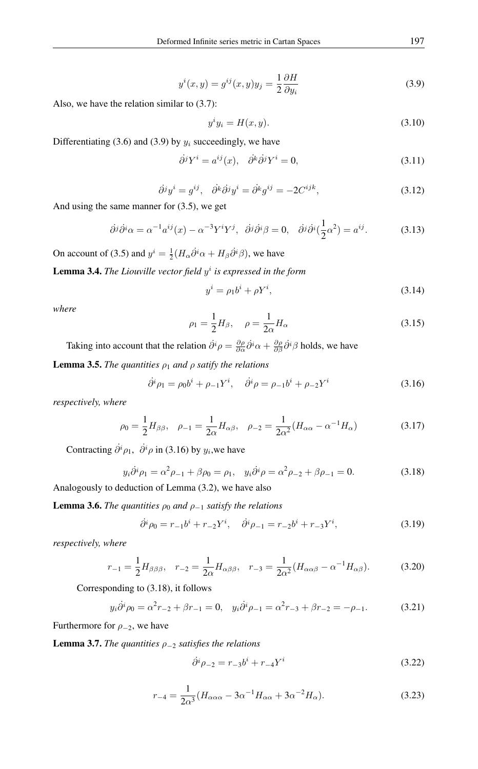$$y^i(x,y) = g^{ij}(x,y)y_j = \frac{1}{2}\frac{\partial H}{\partial y_i} \tag{3.9}$$

Also, we have the relation similar to (3.7):

$$y^i y_i = H(x,y). \tag{3.10}$$

Differentiating (3.6) and (3.9) by $y_i$ succeedingly, we have

$$\dot{\partial}^j Y^i = a^{ij}(x), \quad \dot{\partial}^k \dot{\partial}^j Y^i = 0, \tag{3.11}$$

$$\dot{\partial}^j y^i = g^{ij}, \quad \dot{\partial}^k \dot{\partial}^j y^i = \dot{\partial}^k g^{ij} = -2C^{ijk}, \tag{3.12}$$

And using the same manner for (3.5), we get

$$\dot{\partial}^j \dot{\partial}^i \alpha = \alpha^{-1} a^{ij}(x) - \alpha^{-3} Y^i Y^j, \ \ \dot{\partial}^j \dot{\partial}^i \beta = 0, \ \ \dot{\partial}^j \dot{\partial}^i (\frac{1}{2}\alpha^2) = a^{ij}. \tag{3.13}$$

On account of (3.5) and $y^i = \frac{1}{2}(H_\alpha \dot{\partial}^i \alpha + H_\beta \dot{\partial}^i \beta)$, we have

**Lemma 3.4.** *The Liouville vector field $y^i$ is expressed in the form*

$$y^i = \rho_1 b^i + \rho Y^i, \tag{3.14}$$

*where*

$$\rho_1 = \frac{1}{2} H_\beta, \quad \rho = \frac{1}{2\alpha} H_\alpha \tag{3.15}$$

Taking into account that the relation $\dot{\partial}^i \rho = \frac{\partial \rho}{\partial \alpha}\dot{\partial}^i \alpha + \frac{\partial \rho}{\partial \beta}\dot{\partial}^i \beta$ holds, we have

**Lemma 3.5.** *The quantities $\rho_1$ and $\rho$ satify the relations*

$$\dot{\partial}^i \rho_1 = \rho_0 b^i + \rho_{-1} Y^i, \quad \dot{\partial}^i \rho = \rho_{-1} b^i + \rho_{-2} Y^i \tag{3.16}$$

*respectively, where*

$$\rho_0 = \frac{1}{2} H_{\beta\beta}, \quad \rho_{-1} = \frac{1}{2\alpha} H_{\alpha\beta}, \quad \rho_{-2} = \frac{1}{2\alpha^2}(H_{\alpha\alpha} - \alpha^{-1} H_\alpha) \tag{3.17}$$

Contracting $\dot{\partial}^i \rho_1$, $\dot{\partial}^i \rho$ in (3.16) by $y_i$,we have

$$y_i \dot{\partial}^i \rho_1 = \alpha^2 \rho_{-1} + \beta \rho_0 = \rho_1, \quad y_i \dot{\partial}^i \rho = \alpha^2 \rho_{-2} + \beta \rho_{-1} = 0. \tag{3.18}$$

Analogously to deduction of Lemma (3.2), we have also

**Lemma 3.6.** *The quantities $\rho_0$ and $\rho_{-1}$ satisfy the relations*

$$\dot{\partial}^i \rho_0 = r_{-1} b^i + r_{-2} Y^i, \quad \dot{\partial}^i \rho_{-1} = r_{-2} b^i + r_{-3} Y^i, \tag{3.19}$$

*respectively, where*

$$r_{-1} = \frac{1}{2} H_{\beta\beta\beta}, \quad r_{-2} = \frac{1}{2\alpha} H_{\alpha\beta\beta}, \quad r_{-3} = \frac{1}{2\alpha^2}(H_{\alpha\alpha\beta} - \alpha^{-1} H_{\alpha\beta}). \tag{3.20}$$

Corresponding to (3.18), it follows

$$y_i \dot{\partial}^i \rho_0 = \alpha^2 r_{-2} + \beta r_{-1} = 0, \quad y_i \dot{\partial}^i \rho_{-1} = \alpha^2 r_{-3} + \beta r_{-2} = -\rho_{-1}. \tag{3.21}$$

Furthermore for $\rho_{-2}$, we have

**Lemma 3.7.** *The quantities $\rho_{-2}$ satisfies the relations*

$$\dot{\partial}^i \rho_{-2} = r_{-3} b^i + r_{-4} Y^i \tag{3.22}$$

$$r_{-4} = \frac{1}{2\alpha^3}(H_{\alpha\alpha\alpha} - 3\alpha^{-1} H_{\alpha\alpha} + 3\alpha^{-2} H_\alpha). \tag{3.23}$$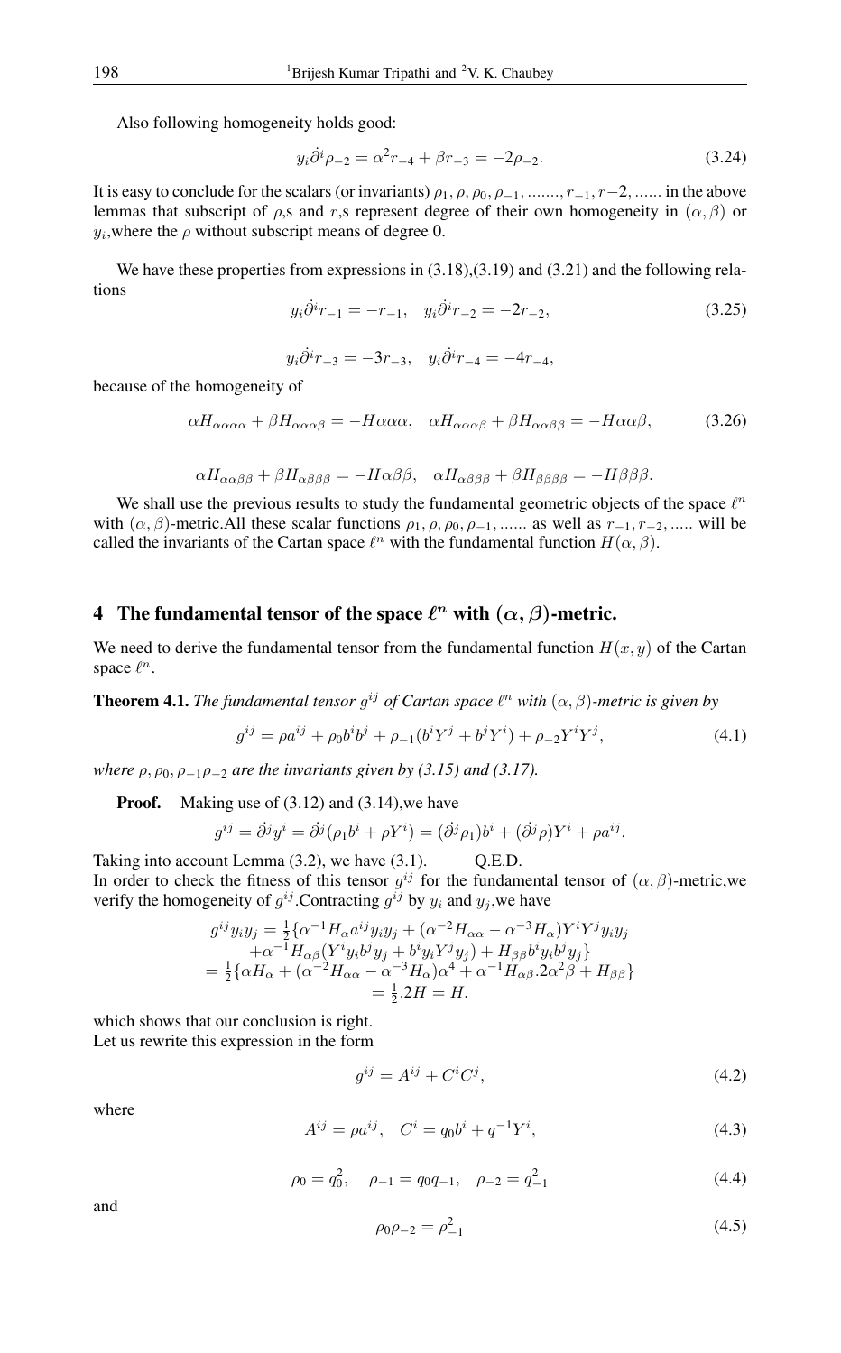Also following homogeneity holds good:

$$y_i \dot{\partial}^i \rho_{-2} = \alpha^2 r_{-4} + \beta r_{-3} = -2\rho_{-2}. \tag{3.24}$$

It is easy to conclude for the scalars (or invariants) $\rho_1, \rho, \rho_0, \rho_{-1}, ......., r_{-1}, r{-2}, ......$ in the above lemmas that subscript of $\rho$,s and $r$,s represent degree of their own homogeneity in $(\alpha, \beta)$ or $y_i$,where the $\rho$ without subscript means of degree 0.

We have these properties from expressions in (3.18),(3.19) and (3.21) and the following relations

$$y_i \dot{\partial}^i r_{-1} = -r_{-1}, \quad y_i \dot{\partial}^i r_{-2} = -2r_{-2}, \tag{3.25}$$

$$y_i \dot{\partial}^i r_{-3} = -3r_{-3}, \quad y_i \dot{\partial}^i r_{-4} = -4r_{-4},$$

because of the homogeneity of

$$\alpha H_{\alpha\alpha\alpha} + \beta H_{\alpha\alpha\beta} = -H\alpha\alpha, \quad \alpha H_{\alpha\alpha\beta} + \beta H_{\alpha\beta\beta} = -H\alpha\beta, \tag{3.26}$$

$$\alpha H_{\alpha\beta\beta} + \beta H_{\alpha\beta\beta\beta} = -H\alpha\beta\beta, \quad \alpha H_{\alpha\beta\beta\beta} + \beta H_{\beta\beta\beta\beta} = -H\beta\beta\beta.$$

We shall use the previous results to study the fundamental geometric objects of the space $\ell^n$ with $(\alpha, \beta)$-metric.All these scalar functions $\rho_1, \rho, \rho_0, \rho_{-1}, ......$ as well as $r_{-1}, r_{-2}, .....$ will be called the invariants of the Cartan space $\ell^n$ with the fundamental function $H(\alpha, \beta)$.

## 4 The fundamental tensor of the space $\ell^n$ with $(\alpha, \beta)$-metric.

We need to derive the fundamental tensor from the fundamental function $H(x, y)$ of the Cartan space $\ell^n$.

**Theorem 4.1.** *The fundamental tensor $g^{ij}$ of Cartan space $\ell^n$ with $(\alpha, \beta)$-metric is given by*

$$g^{ij} = \rho a^{ij} + \rho_0 b^i b^j + \rho_{-1}(b^i Y^j + b^j Y^i) + \rho_{-2} Y^i Y^j, \tag{4.1}$$

*where $\rho, \rho_0, \rho_{-1}\rho_{-2}$ are the invariants given by (3.15) and (3.17).*

**Proof.** Making use of (3.12) and (3.14),we have

$$g^{ij} = \dot{\partial}^j y^i = \dot{\partial}^j(\rho_1 b^i + \rho Y^i) = (\dot{\partial}^j \rho_1) b^i + (\dot{\partial}^j \rho) Y^i + \rho a^{ij}.$$

Taking into account Lemma (3.2), we have (3.1). Q.E.D.
In order to check the fitness of this tensor $g^{ij}$ for the fundamental tensor of $(\alpha, \beta)$-metric,we verify the homogeneity of $g^{ij}$.Contracting $g^{ij}$ by $y_i$ and $y_j$,we have

$$\begin{aligned} g^{ij} y_i y_j &= \tfrac{1}{2}\{\alpha^{-1} H_\alpha a^{ij} y_i y_j + (\alpha^{-2} H_{\alpha\alpha} - \alpha^{-3} H_\alpha) Y^i Y^j y_i y_j \\ &\quad + \alpha^{-1} H_{\alpha\beta}(Y^i y_i b^j y_j + b^i y_i Y^j y_j) + H_{\beta\beta} b^i y_i b^j y_j\} \\ &= \tfrac{1}{2}\{\alpha H_\alpha + (\alpha^{-2} H_{\alpha\alpha} - \alpha^{-3} H_\alpha)\alpha^4 + \alpha^{-1} H_{\alpha\beta}.2\alpha^2\beta + H_{\beta\beta}\} \\ &= \tfrac{1}{2}.2H = H. \end{aligned}$$

which shows that our conclusion is right.
Let us rewrite this expression in the form

$$g^{ij} = A^{ij} + C^i C^j, \tag{4.2}$$

where

$$A^{ij} = \rho a^{ij}, \quad C^i = q_0 b^i + q^{-1} Y^i, \tag{4.3}$$

$$\rho_0 = q_0^2, \quad \rho_{-1} = q_0 q_{-1}, \quad \rho_{-2} = q_{-1}^2 \tag{4.4}$$

and

$$\rho_0 \rho_{-2} = \rho_{-1}^2 \tag{4.5}$$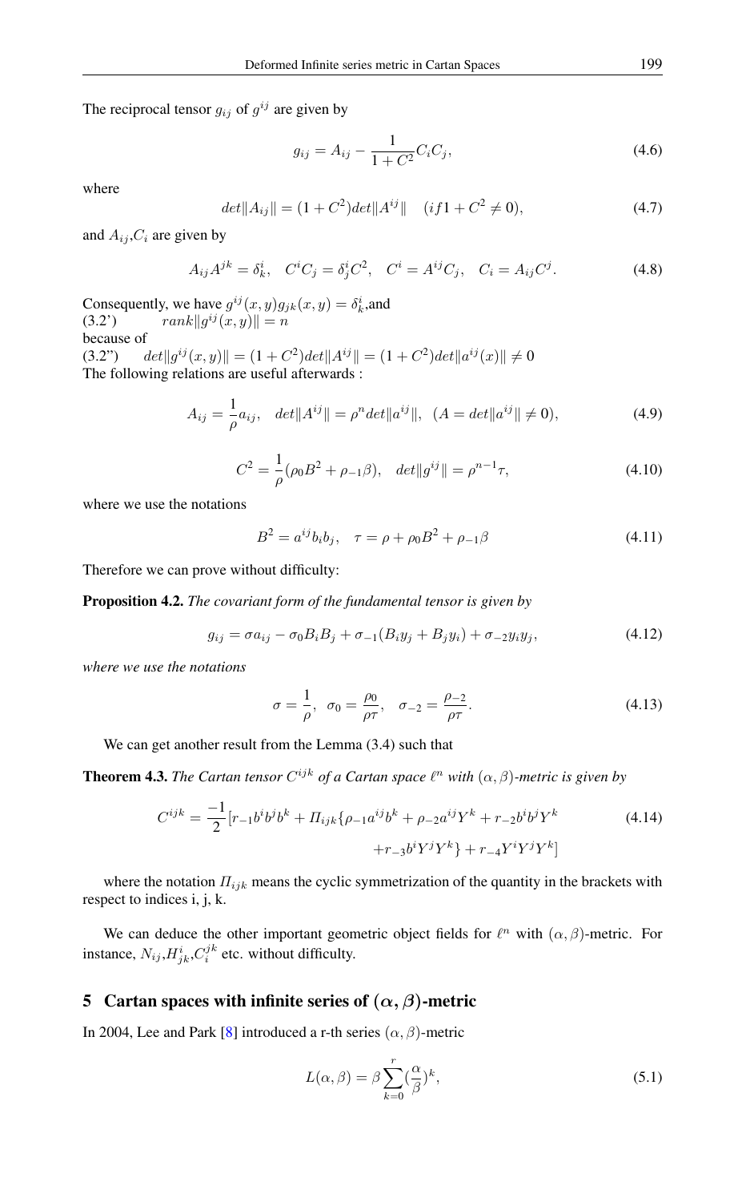The reciprocal tensor $g_{ij}$ of $g^{ij}$ are given by

$$g_{ij} = A_{ij} - \frac{1}{1+C^2} C_i C_j, \tag{4.6}$$

where

$$det\|A_{ij}\| = (1+C^2) det\|A^{ij}\| \quad (if 1+C^2 \neq 0), \tag{4.7}$$

and $A_{ij}$,$C_i$ are given by

$$A_{ij}A^{jk} = \delta^i_k, \quad C^i C_j = \delta^i_j C^2, \quad C^i = A^{ij}C_j, \quad C_i = A_{ij}C^j. \tag{4.8}$$

Consequently, we have $g^{ij}(x,y)g_{jk}(x,y) = \delta^i_k$,and
(3.2') $\quad rank\|g^{ij}(x,y)\| = n$
because of
(3.2'') $\quad det\|g^{ij}(x,y)\| = (1+C^2)det\|A^{ij}\| = (1+C^2)det\|a^{ij}(x)\| \neq 0$
The following relations are useful afterwards :

$$A_{ij} = \frac{1}{\rho} a_{ij}, \quad det\|A^{ij}\| = \rho^n det\|a^{ij}\|, \ (A = det\|a^{ij}\| \neq 0), \tag{4.9}$$

$$C^2 = \frac{1}{\rho}(\rho_0 B^2 + \rho_{-1}\beta), \quad det\|g^{ij}\| = \rho^{n-1}\tau, \tag{4.10}$$

where we use the notations

$$B^2 = a^{ij}b_i b_j, \quad \tau = \rho + \rho_0 B^2 + \rho_{-1}\beta \tag{4.11}$$

Therefore we can prove without difficulty:

**Proposition 4.2.** *The covariant form of the fundamental tensor is given by*

$$g_{ij} = \sigma a_{ij} - \sigma_0 B_i B_j + \sigma_{-1}(B_i y_j + B_j y_i) + \sigma_{-2} y_i y_j, \tag{4.12}$$

*where we use the notations*

$$\sigma = \frac{1}{\rho}, \quad \sigma_0 = \frac{\rho_0}{\rho\tau}, \quad \sigma_{-2} = \frac{\rho_{-2}}{\rho\tau}. \tag{4.13}$$

We can get another result from the Lemma (3.4) such that

**Theorem 4.3.** *The Cartan tensor $C^{ijk}$ of a Cartan space $\ell^n$ with $(\alpha,\beta)$-metric is given by*

$$C^{ijk} = \frac{-1}{2}[r_{-1}b^i b^j b^k + \Pi_{ijk}\{\rho_{-1}a^{ij}b^k + \rho_{-2}a^{ij}Y^k + r_{-2}b^i b^j Y^k + r_{-3}b^i Y^j Y^k\} + r_{-4}Y^i Y^j Y^k] \tag{4.14}$$

where the notation $\Pi_{ijk}$ means the cyclic symmetrization of the quantity in the brackets with respect to indices i, j, k.

We can deduce the other important geometric object fields for $\ell^n$ with $(\alpha,\beta)$-metric. For instance, $N_{ij}$,$H^i_{jk}$,$C^{jk}_i$ etc. without difficulty.

## 5 Cartan spaces with infinite series of $(\alpha,\beta)$-metric

In 2004, Lee and Park [8] introduced a r-th series $(\alpha,\beta)$-metric

$$L(\alpha,\beta) = \beta\sum_{k=0}^{r}(\frac{\alpha}{\beta})^k, \tag{5.1}$$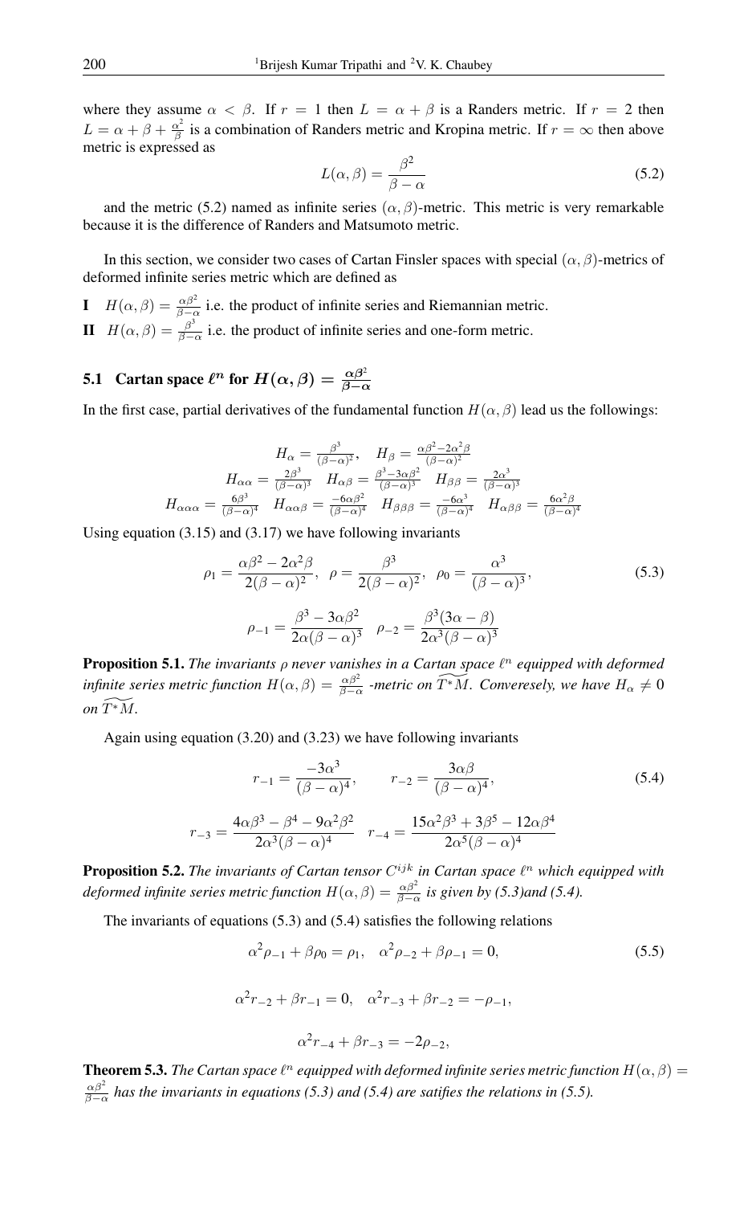where they assume $\alpha < \beta$. If $r = 1$ then $L = \alpha + \beta$ is a Randers metric. If $r = 2$ then $L = \alpha + \beta + \frac{\alpha^2}{\beta}$ is a combination of Randers metric and Kropina metric. If $r = \infty$ then above metric is expressed as

$$L(\alpha, \beta) = \frac{\beta^2}{\beta - \alpha} \tag{5.2}$$

and the metric (5.2) named as infinite series $(\alpha, \beta)$-metric. This metric is very remarkable because it is the difference of Randers and Matsumoto metric.

In this section, we consider two cases of Cartan Finsler spaces with special $(\alpha, \beta)$-metrics of deformed infinite series metric which are defined as

**I** $H(\alpha, \beta) = \frac{\alpha\beta^2}{\beta - \alpha}$ i.e. the product of infinite series and Riemannian metric.

**II** $H(\alpha, \beta) = \frac{\beta^3}{\beta - \alpha}$ i.e. the product of infinite series and one-form metric.

### 5.1 Cartan space $\ell^n$ for $H(\alpha, \beta) = \frac{\alpha\beta^2}{\beta - \alpha}$

In the first case, partial derivatives of the fundamental function $H(\alpha, \beta)$ lead us the followings:

$$H_\alpha = \frac{\beta^3}{(\beta-\alpha)^2}, \quad H_\beta = \frac{\alpha\beta^2 - 2\alpha^2\beta}{(\beta-\alpha)^2}$$

$$H_{\alpha\alpha} = \frac{2\beta^3}{(\beta-\alpha)^3} \quad H_{\alpha\beta} = \frac{\beta^3 - 3\alpha\beta^2}{(\beta-\alpha)^3} \quad H_{\beta\beta} = \frac{2\alpha^3}{(\beta-\alpha)^3}$$

$$H_{\alpha\alpha\alpha} = \frac{6\beta^3}{(\beta-\alpha)^4} \quad H_{\alpha\alpha\beta} = \frac{-6\alpha\beta^2}{(\beta-\alpha)^4} \quad H_{\beta\beta\beta} = \frac{-6\alpha^3}{(\beta-\alpha)^4} \quad H_{\alpha\beta\beta} = \frac{6\alpha^2\beta}{(\beta-\alpha)^4}$$

Using equation (3.15) and (3.17) we have following invariants

$$\rho_1 = \frac{\alpha\beta^2 - 2\alpha^2\beta}{2(\beta-\alpha)^2}, \quad \rho = \frac{\beta^3}{2(\beta-\alpha)^2}, \quad \rho_0 = \frac{\alpha^3}{(\beta-\alpha)^3}, \tag{5.3}$$

$$\rho_{-1} = \frac{\beta^3 - 3\alpha\beta^2}{2\alpha(\beta-\alpha)^3} \quad \rho_{-2} = \frac{\beta^3(3\alpha - \beta)}{2\alpha^3(\beta-\alpha)^3}$$

**Proposition 5.1.** *The invariants $\rho$ never vanishes in a Cartan space $\ell^n$ equipped with deformed infinite series metric function $H(\alpha, \beta) = \frac{\alpha\beta^2}{\beta-\alpha}$ -metric on $\widetilde{T^*M}$. Converesely, we have $H_\alpha \neq 0$ on $\widetilde{T^*M}$.*

Again using equation (3.20) and (3.23) we have following invariants

$$r_{-1} = \frac{-3\alpha^3}{(\beta-\alpha)^4}, \qquad r_{-2} = \frac{3\alpha\beta}{(\beta-\alpha)^4}, \tag{5.4}$$

$$r_{-3} = \frac{4\alpha\beta^3 - \beta^4 - 9\alpha^2\beta^2}{2\alpha^3(\beta-\alpha)^4} \quad r_{-4} = \frac{15\alpha^2\beta^3 + 3\beta^5 - 12\alpha\beta^4}{2\alpha^5(\beta-\alpha)^4}$$

**Proposition 5.2.** *The invariants of Cartan tensor $C^{ijk}$ in Cartan space $\ell^n$ which equipped with deformed infinite series metric function $H(\alpha, \beta) = \frac{\alpha\beta^2}{\beta-\alpha}$ is given by (5.3)and (5.4).*

The invariants of equations (5.3) and (5.4) satisfies the following relations

$$\alpha^2\rho_{-1} + \beta\rho_0 = \rho_1, \quad \alpha^2\rho_{-2} + \beta\rho_{-1} = 0, \tag{5.5}$$

$$\alpha^2 r_{-2} + \beta r_{-1} = 0, \quad \alpha^2 r_{-3} + \beta r_{-2} = -\rho_{-1},$$

$$\alpha^2 r_{-4} + \beta r_{-3} = -2\rho_{-2},$$

**Theorem 5.3.** *The Cartan space $\ell^n$ equipped with deformed infinite series metric function $H(\alpha, \beta) = \frac{\alpha\beta^2}{\beta-\alpha}$ has the invariants in equations (5.3) and (5.4) are satifies the relations in (5.5).*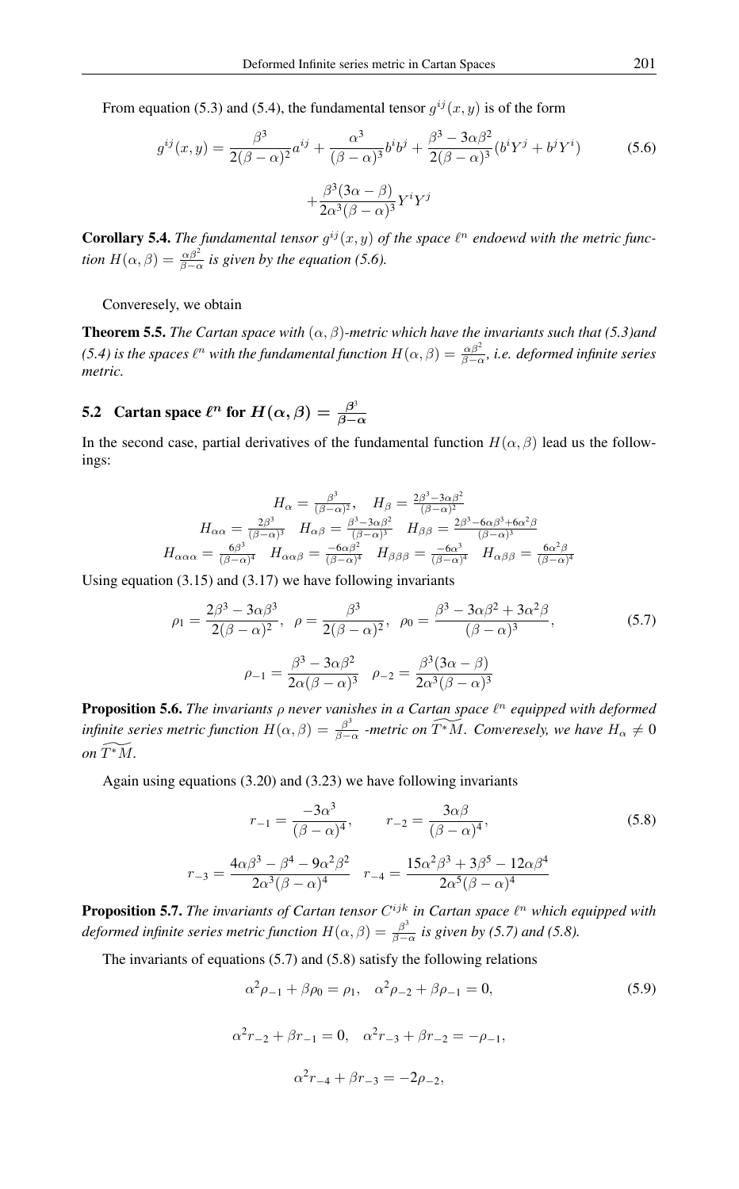From equation (5.3) and (5.4), the fundamental tensor $g^{ij}(x,y)$ is of the form

$$g^{ij}(x,y) = \frac{\beta^3}{2(\beta-\alpha)^2}a^{ij} + \frac{\alpha^3}{(\beta-\alpha)^3}b^i b^j + \frac{\beta^3 - 3\alpha\beta^2}{2(\beta-\alpha)^3}(b^i Y^j + b^j Y^i) \tag{5.6}$$

$$+\frac{\beta^3(3\alpha-\beta)}{2\alpha^3(\beta-\alpha)^3}Y^i Y^j$$

**Corollary 5.4.** *The fundamental tensor $g^{ij}(x,y)$ of the space $\ell^n$ endoewd with the metric function $H(\alpha,\beta) = \frac{\alpha\beta^2}{\beta-\alpha}$ is given by the equation (5.6).*

Converesely, we obtain

**Theorem 5.5.** *The Cartan space with $(\alpha,\beta)$-metric which have the invariants such that (5.3)and (5.4) is the spaces $\ell^n$ with the fundamental function $H(\alpha,\beta) = \frac{\alpha\beta^2}{\beta-\alpha}$, i.e. deformed infinite series metric.*

## 5.2 Cartan space $\ell^n$ for $H(\alpha,\beta) = \frac{\beta^3}{\beta-\alpha}$

In the second case, partial derivatives of the fundamental function $H(\alpha,\beta)$ lead us the followings:

$$H_\alpha = \frac{\beta^3}{(\beta-\alpha)^2}, \quad H_\beta = \frac{2\beta^3 - 3\alpha\beta^2}{(\beta-\alpha)^2}$$

$$H_{\alpha\alpha} = \frac{2\beta^3}{(\beta-\alpha)^3} \quad H_{\alpha\beta} = \frac{\beta^3 - 3\alpha\beta^2}{(\beta-\alpha)^3} \quad H_{\beta\beta} = \frac{2\beta^3 - 6\alpha\beta^3 + 6\alpha^2\beta}{(\beta-\alpha)^3}$$

$$H_{\alpha\alpha\alpha} = \frac{6\beta^3}{(\beta-\alpha)^4} \quad H_{\alpha\alpha\beta} = \frac{-6\alpha\beta^2}{(\beta-\alpha)^4} \quad H_{\beta\beta\beta} = \frac{-6\alpha^3}{(\beta-\alpha)^4} \quad H_{\alpha\beta\beta} = \frac{6\alpha^2\beta}{(\beta-\alpha)^4}$$

Using equation (3.15) and (3.17) we have following invariants

$$\rho_1 = \frac{2\beta^3 - 3\alpha\beta^3}{2(\beta-\alpha)^2}, \quad \rho = \frac{\beta^3}{2(\beta-\alpha)^2}, \quad \rho_0 = \frac{\beta^3 - 3\alpha\beta^2 + 3\alpha^2\beta}{(\beta-\alpha)^3}, \tag{5.7}$$

$$\rho_{-1} = \frac{\beta^3 - 3\alpha\beta^2}{2\alpha(\beta-\alpha)^3} \quad \rho_{-2} = \frac{\beta^3(3\alpha-\beta)}{2\alpha^3(\beta-\alpha)^3}$$

**Proposition 5.6.** *The invariants $\rho$ never vanishes in a Cartan space $\ell^n$ equipped with deformed infinite series metric function $H(\alpha,\beta) = \frac{\beta^3}{\beta-\alpha}$ -metric on $\widetilde{T^*M}$. Converesely, we have $H_\alpha \neq 0$ on $\widetilde{T^*M}$.*

Again using equations (3.20) and (3.23) we have following invariants

$$r_{-1} = \frac{-3\alpha^3}{(\beta-\alpha)^4}, \qquad r_{-2} = \frac{3\alpha\beta}{(\beta-\alpha)^4}, \tag{5.8}$$

$$r_{-3} = \frac{4\alpha\beta^3 - \beta^4 - 9\alpha^2\beta^2}{2\alpha^3(\beta-\alpha)^4} \quad r_{-4} = \frac{15\alpha^2\beta^3 + 3\beta^5 - 12\alpha\beta^4}{2\alpha^5(\beta-\alpha)^4}$$

**Proposition 5.7.** *The invariants of Cartan tensor $C^{ijk}$ in Cartan space $\ell^n$ which equipped with deformed infinite series metric function $H(\alpha,\beta) = \frac{\beta^3}{\beta-\alpha}$ is given by (5.7) and (5.8).*

The invariants of equations (5.7) and (5.8) satisfy the following relations

$$\alpha^2\rho_{-1} + \beta\rho_0 = \rho_1, \quad \alpha^2\rho_{-2} + \beta\rho_{-1} = 0, \tag{5.9}$$

$$\alpha^2 r_{-2} + \beta r_{-1} = 0, \quad \alpha^2 r_{-3} + \beta r_{-2} = -\rho_{-1},$$

$$\alpha^2 r_{-4} + \beta r_{-3} = -2\rho_{-2},$$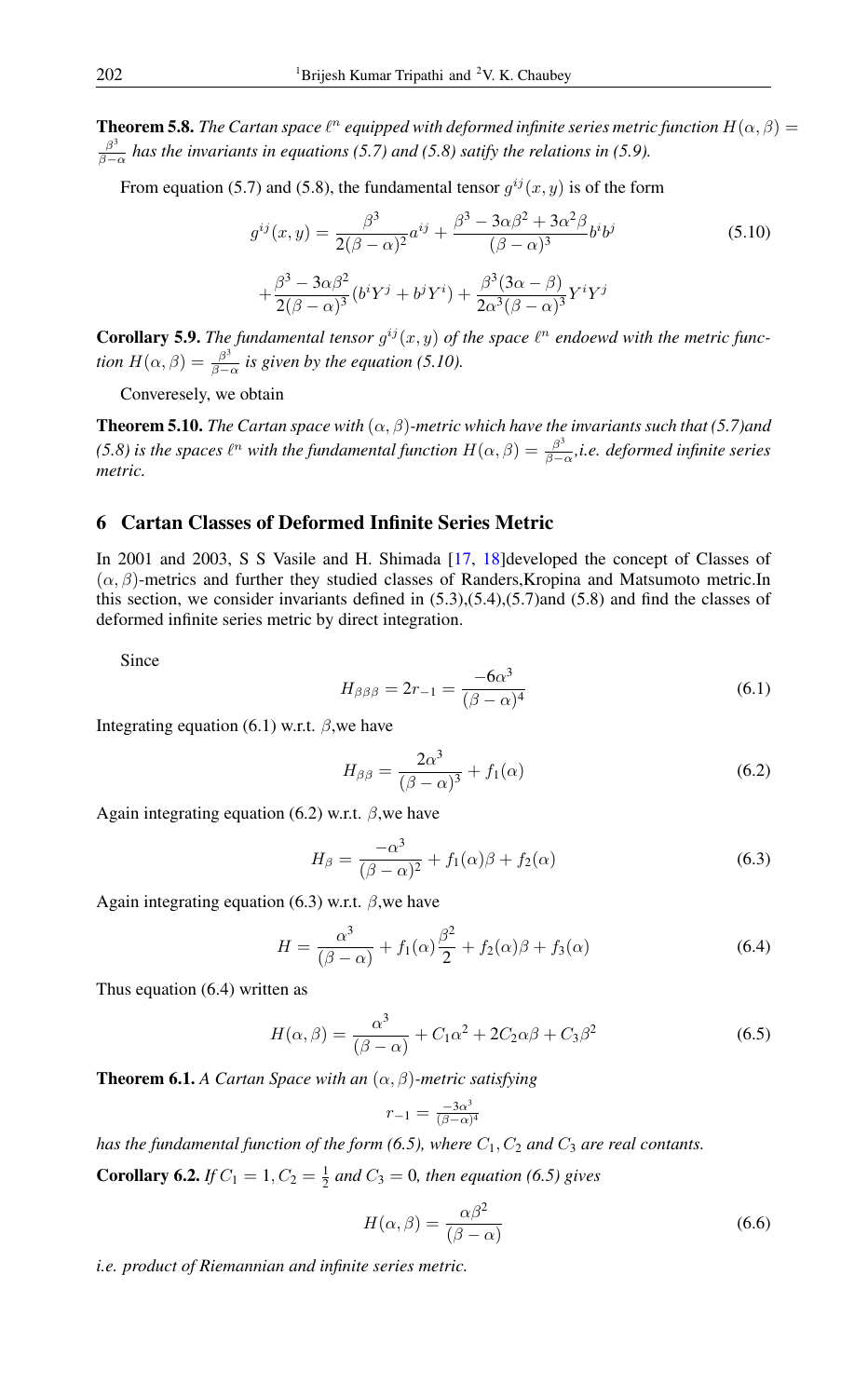**Theorem 5.8.** *The Cartan space $\ell^n$ equipped with deformed infinite series metric function $H(\alpha, \beta) = \frac{\beta^3}{\beta-\alpha}$ has the invariants in equations (5.7) and (5.8) satisfy the relations in (5.9).*

From equation (5.7) and (5.8), the fundamental tensor $g^{ij}(x, y)$ is of the form

$$g^{ij}(x,y) = \frac{\beta^3}{2(\beta-\alpha)^2}a^{ij} + \frac{\beta^3 - 3\alpha\beta^2 + 3\alpha^2\beta}{(\beta-\alpha)^3}b^i b^j \tag{5.10}$$

$$+\frac{\beta^3 - 3\alpha\beta^2}{2(\beta-\alpha)^3}(b^i Y^j + b^j Y^i) + \frac{\beta^3(3\alpha-\beta)}{2\alpha^3(\beta-\alpha)^3}Y^i Y^j$$

**Corollary 5.9.** *The fundamental tensor $g^{ij}(x, y)$ of the space $\ell^n$ endoewd with the metric function $H(\alpha, \beta) = \frac{\beta^3}{\beta-\alpha}$ is given by the equation (5.10).*

Converesely, we obtain

**Theorem 5.10.** *The Cartan space with $(\alpha, \beta)$-metric which have the invariants such that (5.7)and (5.8) is the spaces $\ell^n$ with the fundamental function $H(\alpha, \beta) = \frac{\beta^3}{\beta-\alpha}$,i.e. deformed infinite series metric.*

## 6 Cartan Classes of Deformed Infinite Series Metric

In 2001 and 2003, S S Vasile and H. Shimada [17, 18]developed the concept of Classes of $(\alpha, \beta)$-metrics and further they studied classes of Randers,Kropina and Matsumoto metric.In this section, we consider invariants defined in (5.3),(5.4),(5.7)and (5.8) and find the classes of deformed infinite series metric by direct integration.

Since

$$H_{\beta\beta\beta} = 2r_{-1} = \frac{-6\alpha^3}{(\beta-\alpha)^4} \tag{6.1}$$

Integrating equation (6.1) w.r.t. $\beta$,we have

$$H_{\beta\beta} = \frac{2\alpha^3}{(\beta-\alpha)^3} + f_1(\alpha) \tag{6.2}$$

Again integrating equation (6.2) w.r.t. $\beta$,we have

$$H_{\beta} = \frac{-\alpha^3}{(\beta-\alpha)^2} + f_1(\alpha)\beta + f_2(\alpha) \tag{6.3}$$

Again integrating equation (6.3) w.r.t. $\beta$,we have

$$H = \frac{\alpha^3}{(\beta-\alpha)} + f_1(\alpha)\frac{\beta^2}{2} + f_2(\alpha)\beta + f_3(\alpha) \tag{6.4}$$

Thus equation (6.4) written as

$$H(\alpha, \beta) = \frac{\alpha^3}{(\beta-\alpha)} + C_1\alpha^2 + 2C_2\alpha\beta + C_3\beta^2 \tag{6.5}$$

**Theorem 6.1.** *A Cartan Space with an $(\alpha, \beta)$-metric satisfying*

$$r_{-1} = \frac{-3\alpha^3}{(\beta-\alpha)^4}$$

*has the fundamental function of the form (6.5), where $C_1, C_2$ and $C_3$ are real contants.*

**Corollary 6.2.** *If $C_1 = 1, C_2 = \frac{1}{2}$ and $C_3 = 0$, then equation (6.5) gives*

$$H(\alpha, \beta) = \frac{\alpha\beta^2}{(\beta-\alpha)} \tag{6.6}$$

*i.e. product of Riemannian and infinite series metric.*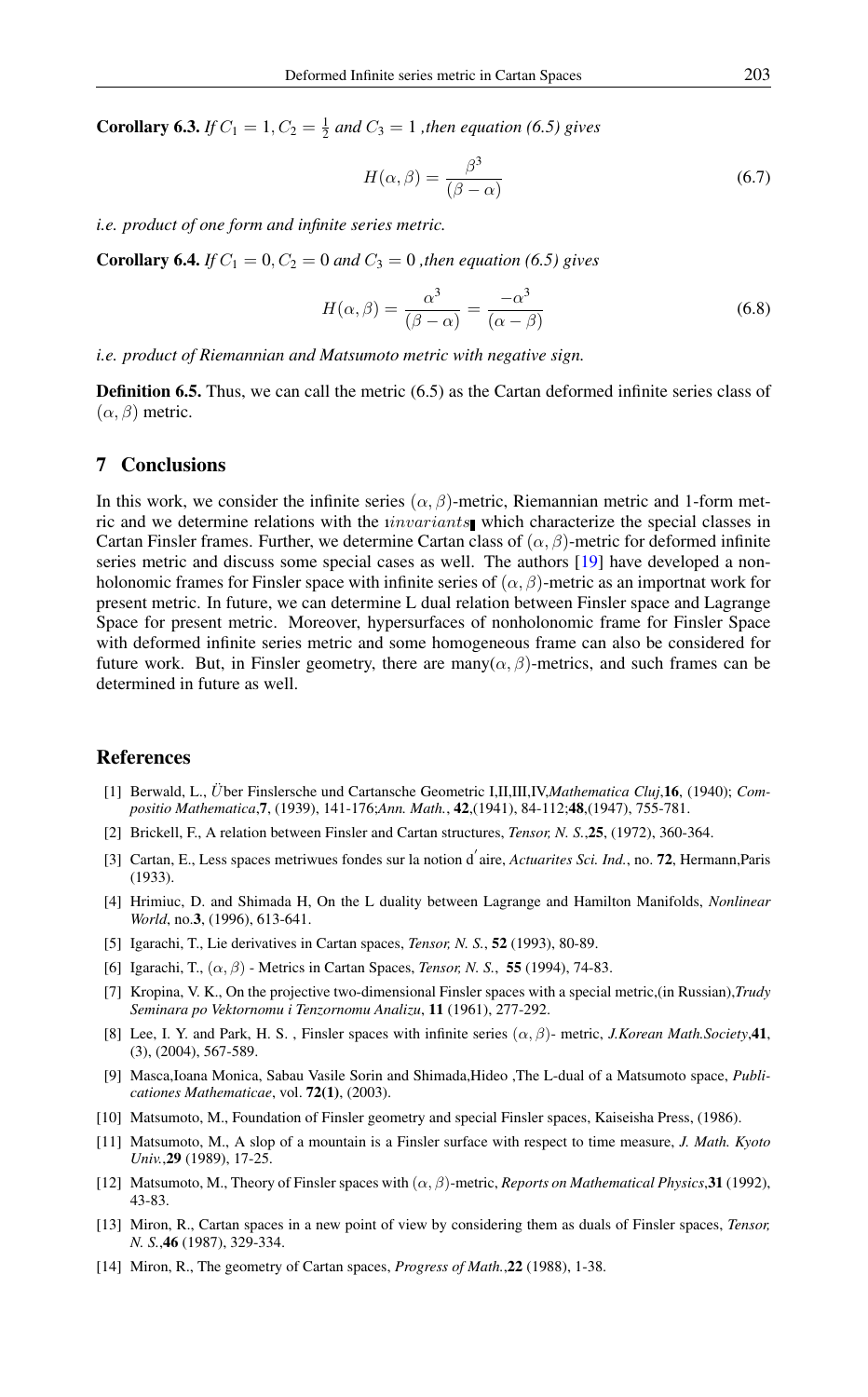**Corollary 6.3.** *If $C_1 = 1, C_2 = \frac{1}{2}$ and $C_3 = 1$ ,then equation (6.5) gives*

$$H(\alpha, \beta) = \frac{\beta^3}{(\beta - \alpha)} \tag{6.7}$$

*i.e. product of one form and infinite series metric.*

**Corollary 6.4.** *If $C_1 = 0, C_2 = 0$ and $C_3 = 0$ ,then equation (6.5) gives*

$$H(\alpha, \beta) = \frac{\alpha^3}{(\beta - \alpha)} = \frac{-\alpha^3}{(\alpha - \beta)} \tag{6.8}$$

*i.e. product of Riemannian and Matsumoto metric with negative sign.*

**Definition 6.5.** Thus, we can call the metric (6.5) as the Cartan deformed infinite series class of $(\alpha, \beta)$ metric.

## 7 Conclusions

In this work, we consider the infinite series $(\alpha, \beta)$-metric, Riemannian metric and 1-form metric and we determine relations with the $\imath invariants$ which characterize the special classes in Cartan Finsler frames. Further, we determine Cartan class of $(\alpha, \beta)$-metric for deformed infinite series metric and discuss some special cases as well. The authors [19] have developed a non-holonomic frames for Finsler space with infinite series of $(\alpha, \beta)$-metric as an importnat work for present metric. In future, we can determine L dual relation between Finsler space and Lagrange Space for present metric. Moreover, hypersurfaces of nonholonomic frame for Finsler Space with deformed infinite series metric and some homogeneous frame can also be considered for future work. But, in Finsler geometry, there are many$(\alpha, \beta)$-metrics, and such frames can be determined in future as well.

## References

[1] Berwald, L., *Über Finslersche und Cartansche Geometric I,II,III,IV,Mathematica Cluj*,**16**, (1940); *Compositio Mathematica*,**7**, (1939), 141-176;*Ann. Math.*, **42**,(1941), 84-112;**48**,(1947), 755-781.

[2] Brickell, F., A relation between Finsler and Cartan structures, *Tensor, N. S.*,**25**, (1972), 360-364.

[3] Cartan, E., Less spaces metriwues fondes sur la notion d$'$aire, *Actuarites Sci. Ind.*, no. **72**, Hermann,Paris (1933).

[4] Hrimiuc, D. and Shimada H, On the L duality between Lagrange and Hamilton Manifolds, *Nonlinear World*, no.**3**, (1996), 613-641.

[5] Igarachi, T., Lie derivatives in Cartan spaces, *Tensor, N. S.*, **52** (1993), 80-89.

[6] Igarachi, T., $(\alpha, \beta)$ - Metrics in Cartan Spaces, *Tensor, N. S.*, **55** (1994), 74-83.

[7] Kropina, V. K., On the projective two-dimensional Finsler spaces with a special metric,(in Russian),*Trudy Seminara po Vektornomu i Tenzornomu Analizu*, **11** (1961), 277-292.

[8] Lee, I. Y. and Park, H. S. , Finsler spaces with infinite series $(\alpha, \beta)$- metric, *J.Korean Math.Society*,**41**, (3), (2004), 567-589.

[9] Masca,Ioana Monica, Sabau Vasile Sorin and Shimada,Hideo ,The L-dual of a Matsumoto space, *Publicationes Mathematicae*, vol. **72(1)**, (2003).

[10] Matsumoto, M., Foundation of Finsler geometry and special Finsler spaces, Kaiseisha Press, (1986).

[11] Matsumoto, M., A slop of a mountain is a Finsler surface with respect to time measure, *J. Math. Kyoto Univ.*,**29** (1989), 17-25.

[12] Matsumoto, M., Theory of Finsler spaces with $(\alpha, \beta)$-metric, *Reports on Mathematical Physics*,**31** (1992), 43-83.

[13] Miron, R., Cartan spaces in a new point of view by considering them as duals of Finsler spaces, *Tensor, N. S.*,**46** (1987), 329-334.

[14] Miron, R., The geometry of Cartan spaces, *Progress of Math.*,**22** (1988), 1-38.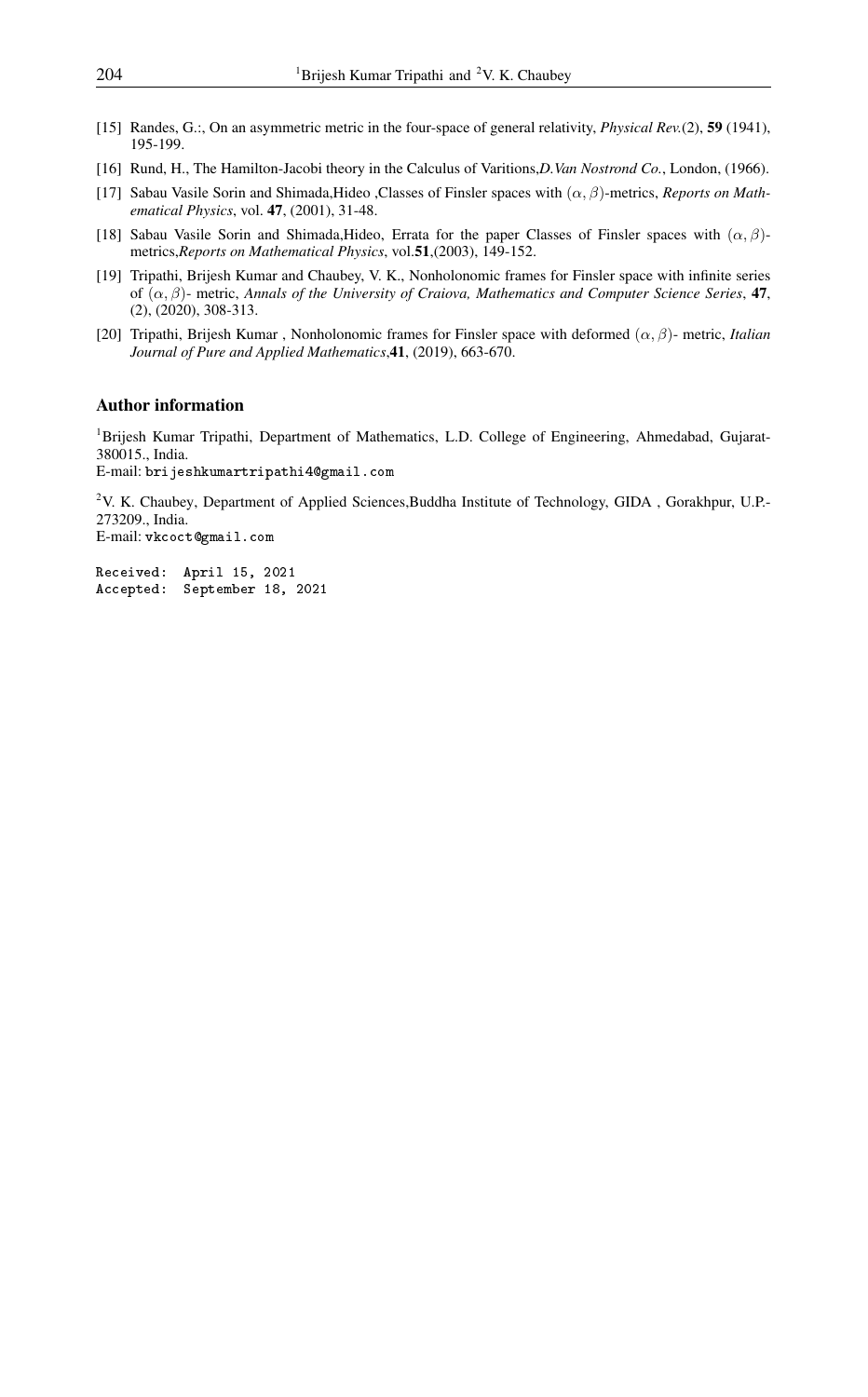[15] Randes, G.:, On an asymmetric metric in the four-space of general relativity, *Physical Rev.*(2), **59** (1941), 195-199.

[16] Rund, H., The Hamilton-Jacobi theory in the Calculus of Varitions,*D.Van Nostrond Co.*, London, (1966).

[17] Sabau Vasile Sorin and Shimada,Hideo ,Classes of Finsler spaces with $(\alpha, \beta)$-metrics, *Reports on Mathematical Physics*, vol. **47**, (2001), 31-48.

[18] Sabau Vasile Sorin and Shimada,Hideo, Errata for the paper Classes of Finsler spaces with $(\alpha, \beta)$-metrics,*Reports on Mathematical Physics*, vol.**51**,(2003), 149-152.

[19] Tripathi, Brijesh Kumar and Chaubey, V. K., Nonholonomic frames for Finsler space with infinite series of $(\alpha, \beta)$- metric, *Annals of the University of Craiova, Mathematics and Computer Science Series*, **47**, (2), (2020), 308-313.

[20] Tripathi, Brijesh Kumar , Nonholonomic frames for Finsler space with deformed $(\alpha, \beta)$- metric, *Italian Journal of Pure and Applied Mathematics*,**41**, (2019), 663-670.

### Author information

[1]Brijesh Kumar Tripathi, Department of Mathematics, L.D. College of Engineering, Ahmedabad, Gujarat-380015., India.
E-mail: brijeshkumartripathi4@gmail.com

[2]V. K. Chaubey, Department of Applied Sciences,Buddha Institute of Technology, GIDA , Gorakhpur, U.P.-273209., India.
E-mail: vkcoct@gmail.com

Received: April 15, 2021
Accepted: September 18, 2021